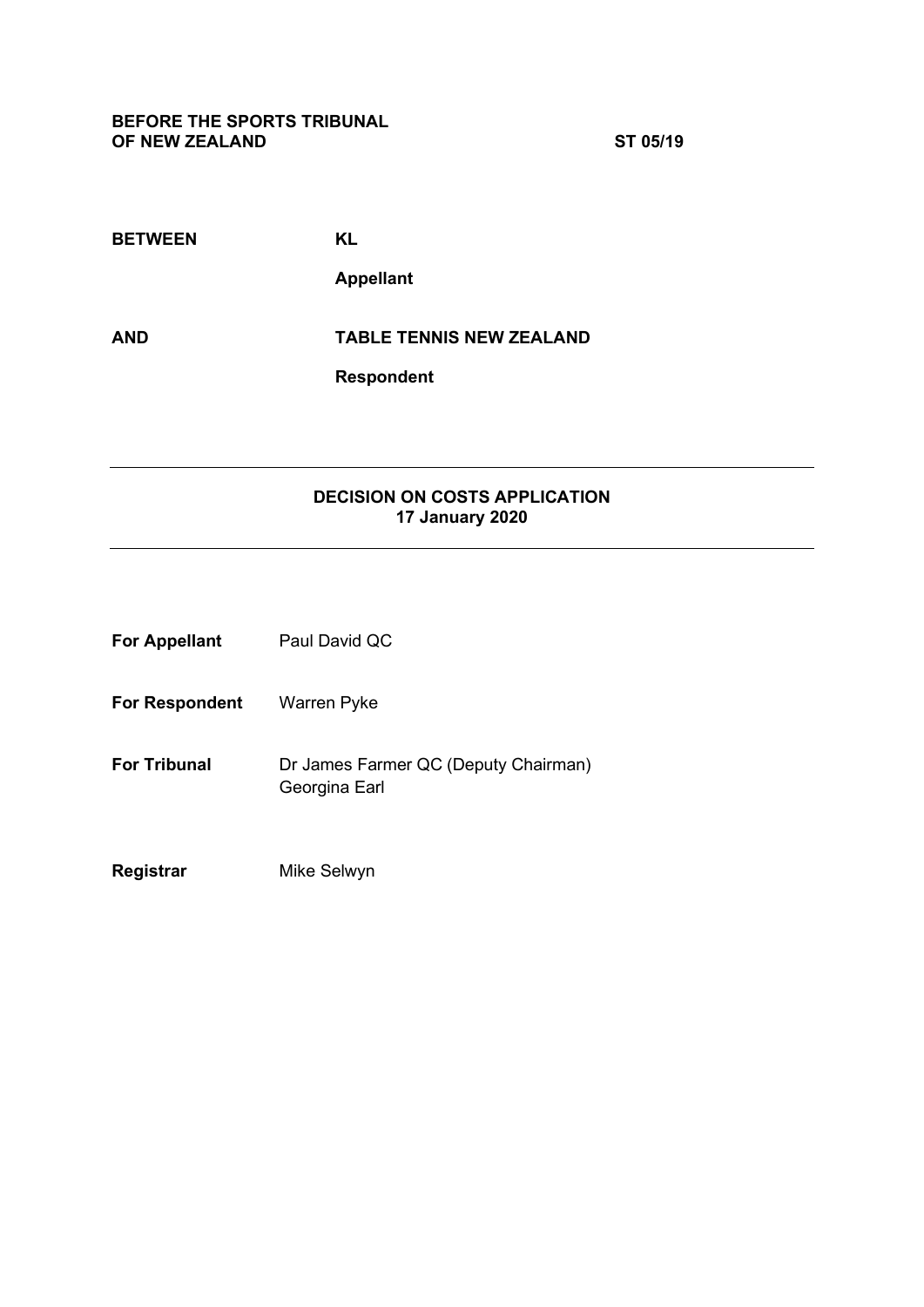**BEFORE THE SPORTS TRIBUNAL OF NEW ZEALAND** **ST 05/19**

**BETWEEN** **KL**

**Appellant**

**AND** **TABLE TENNIS NEW ZEALAND**

**Respondent**

---

**DECISION ON COSTS APPLICATION**
**17 January 2020**

---

**For Appellant** Paul David QC

**For Respondent** Warren Pyke

**For Tribunal** Dr James Farmer QC (Deputy Chairman)
Georgina Earl

**Registrar** Mike Selwyn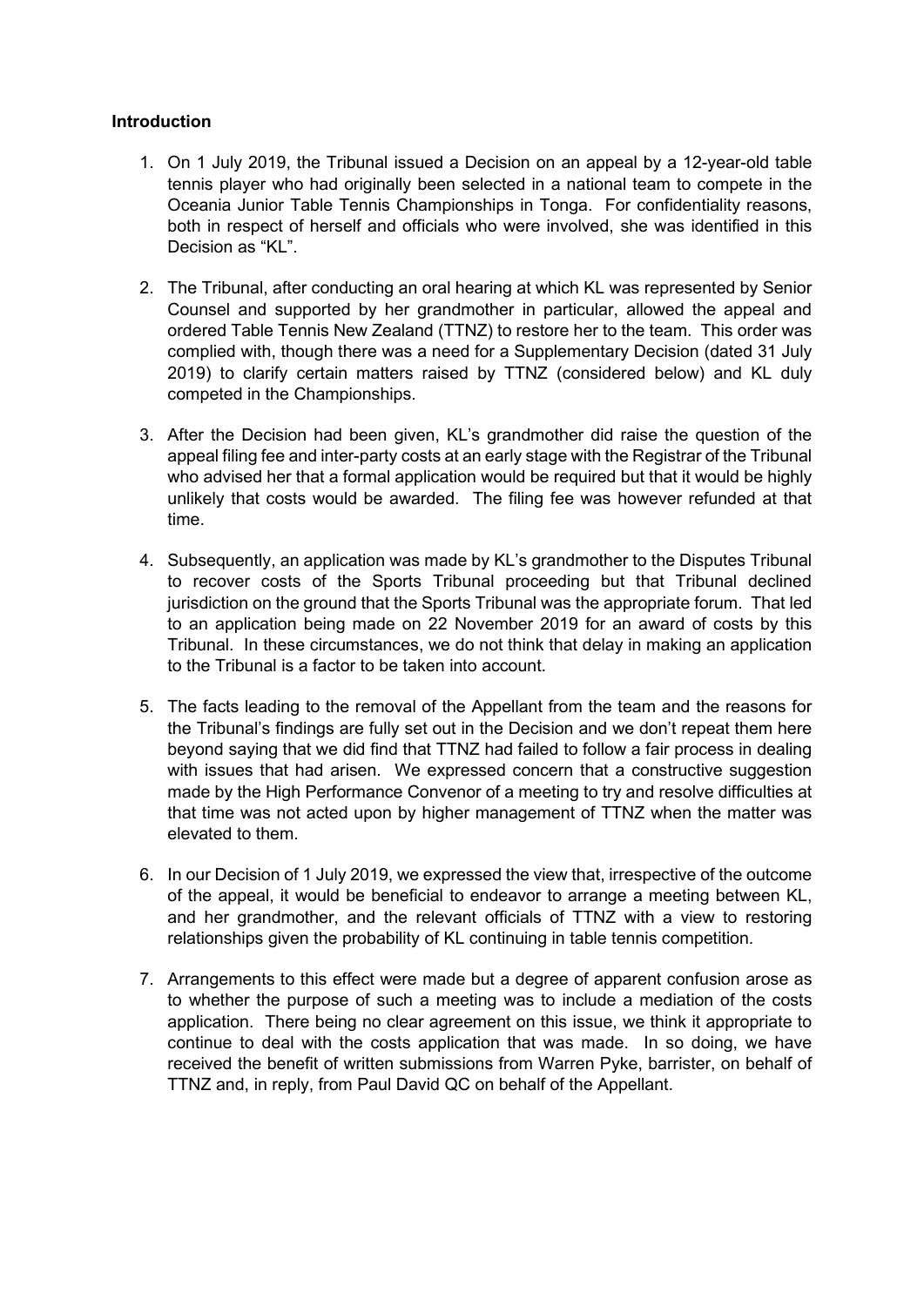**Introduction**

1. On 1 July 2019, the Tribunal issued a Decision on an appeal by a 12-year-old table tennis player who had originally been selected in a national team to compete in the Oceania Junior Table Tennis Championships in Tonga. For confidentiality reasons, both in respect of herself and officials who were involved, she was identified in this Decision as "KL".

2. The Tribunal, after conducting an oral hearing at which KL was represented by Senior Counsel and supported by her grandmother in particular, allowed the appeal and ordered Table Tennis New Zealand (TTNZ) to restore her to the team. This order was complied with, though there was a need for a Supplementary Decision (dated 31 July 2019) to clarify certain matters raised by TTNZ (considered below) and KL duly competed in the Championships.

3. After the Decision had been given, KL's grandmother did raise the question of the appeal filing fee and inter-party costs at an early stage with the Registrar of the Tribunal who advised her that a formal application would be required but that it would be highly unlikely that costs would be awarded. The filing fee was however refunded at that time.

4. Subsequently, an application was made by KL's grandmother to the Disputes Tribunal to recover costs of the Sports Tribunal proceeding but that Tribunal declined jurisdiction on the ground that the Sports Tribunal was the appropriate forum. That led to an application being made on 22 November 2019 for an award of costs by this Tribunal. In these circumstances, we do not think that delay in making an application to the Tribunal is a factor to be taken into account.

5. The facts leading to the removal of the Appellant from the team and the reasons for the Tribunal's findings are fully set out in the Decision and we don't repeat them here beyond saying that we did find that TTNZ had failed to follow a fair process in dealing with issues that had arisen. We expressed concern that a constructive suggestion made by the High Performance Convenor of a meeting to try and resolve difficulties at that time was not acted upon by higher management of TTNZ when the matter was elevated to them.

6. In our Decision of 1 July 2019, we expressed the view that, irrespective of the outcome of the appeal, it would be beneficial to endeavor to arrange a meeting between KL, and her grandmother, and the relevant officials of TTNZ with a view to restoring relationships given the probability of KL continuing in table tennis competition.

7. Arrangements to this effect were made but a degree of apparent confusion arose as to whether the purpose of such a meeting was to include a mediation of the costs application. There being no clear agreement on this issue, we think it appropriate to continue to deal with the costs application that was made. In so doing, we have received the benefit of written submissions from Warren Pyke, barrister, on behalf of TTNZ and, in reply, from Paul David QC on behalf of the Appellant.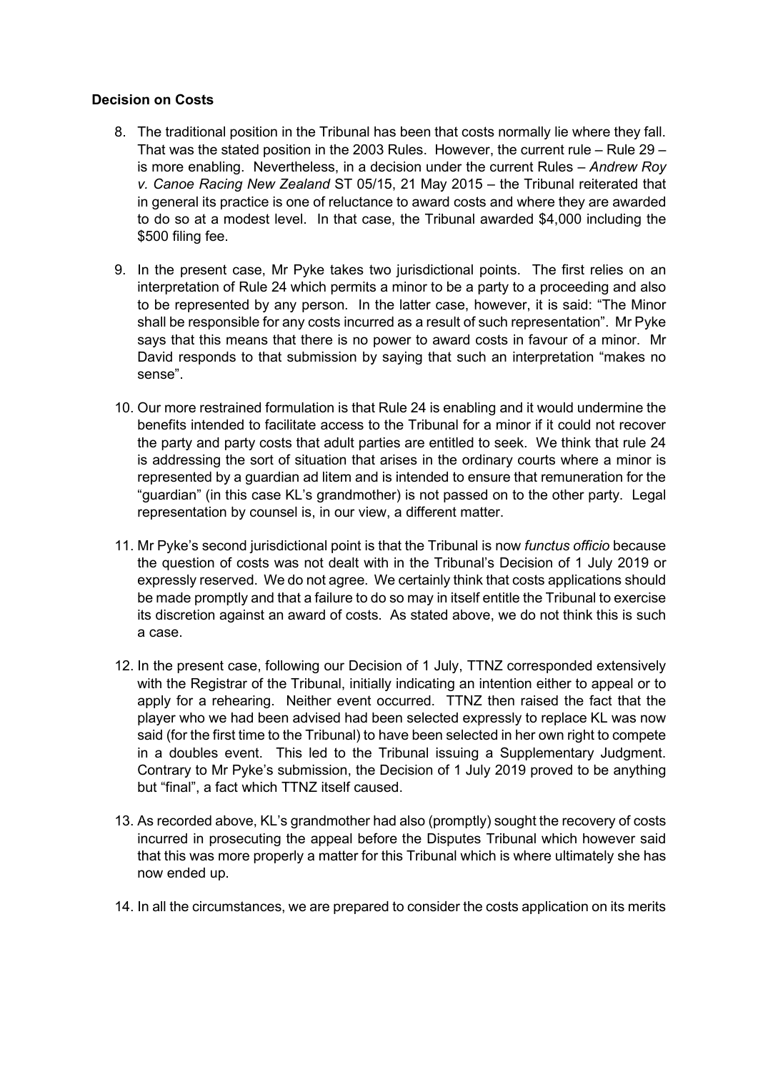**Decision on Costs**

8. The traditional position in the Tribunal has been that costs normally lie where they fall. That was the stated position in the 2003 Rules. However, the current rule – Rule 29 – is more enabling. Nevertheless, in a decision under the current Rules – *Andrew Roy v. Canoe Racing New Zealand* ST 05/15, 21 May 2015 – the Tribunal reiterated that in general its practice is one of reluctance to award costs and where they are awarded to do so at a modest level. In that case, the Tribunal awarded $4,000 including the $500 filing fee.

9. In the present case, Mr Pyke takes two jurisdictional points. The first relies on an interpretation of Rule 24 which permits a minor to be a party to a proceeding and also to be represented by any person. In the latter case, however, it is said: "The Minor shall be responsible for any costs incurred as a result of such representation". Mr Pyke says that this means that there is no power to award costs in favour of a minor. Mr David responds to that submission by saying that such an interpretation "makes no sense".

10. Our more restrained formulation is that Rule 24 is enabling and it would undermine the benefits intended to facilitate access to the Tribunal for a minor if it could not recover the party and party costs that adult parties are entitled to seek. We think that rule 24 is addressing the sort of situation that arises in the ordinary courts where a minor is represented by a guardian ad litem and is intended to ensure that remuneration for the "guardian" (in this case KL's grandmother) is not passed on to the other party. Legal representation by counsel is, in our view, a different matter.

11. Mr Pyke's second jurisdictional point is that the Tribunal is now *functus officio* because the question of costs was not dealt with in the Tribunal's Decision of 1 July 2019 or expressly reserved. We do not agree. We certainly think that costs applications should be made promptly and that a failure to do so may in itself entitle the Tribunal to exercise its discretion against an award of costs. As stated above, we do not think this is such a case.

12. In the present case, following our Decision of 1 July, TTNZ corresponded extensively with the Registrar of the Tribunal, initially indicating an intention either to appeal or to apply for a rehearing. Neither event occurred. TTNZ then raised the fact that the player who we had been advised had been selected expressly to replace KL was now said (for the first time to the Tribunal) to have been selected in her own right to compete in a doubles event. This led to the Tribunal issuing a Supplementary Judgment. Contrary to Mr Pyke's submission, the Decision of 1 July 2019 proved to be anything but "final", a fact which TTNZ itself caused.

13. As recorded above, KL's grandmother had also (promptly) sought the recovery of costs incurred in prosecuting the appeal before the Disputes Tribunal which however said that this was more properly a matter for this Tribunal which is where ultimately she has now ended up.

14. In all the circumstances, we are prepared to consider the costs application on its merits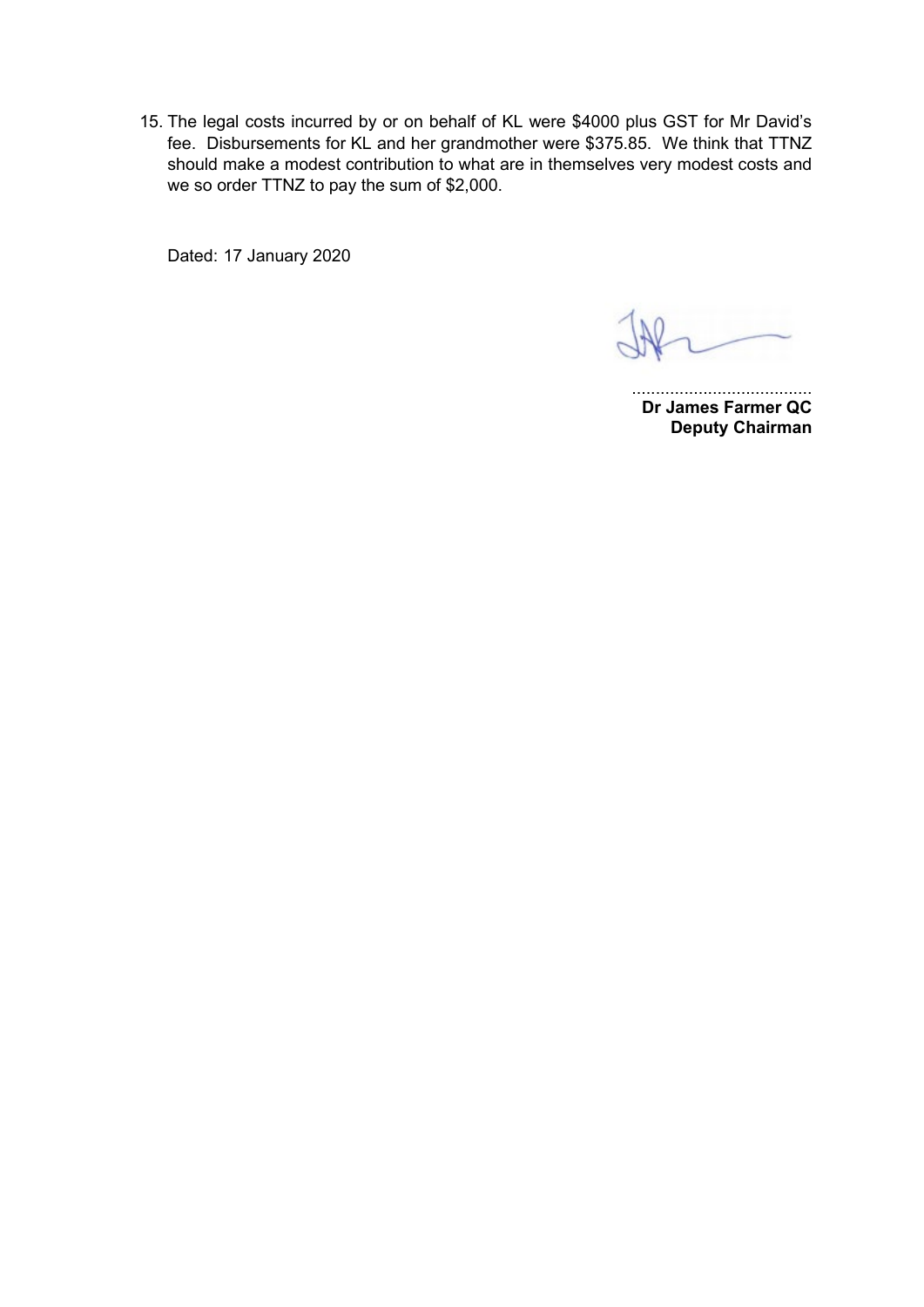15. The legal costs incurred by or on behalf of KL were $4000 plus GST for Mr David's fee. Disbursements for KL and her grandmother were $375.85. We think that TTNZ should make a modest contribution to what are in themselves very modest costs and we so order TTNZ to pay the sum of $2,000.

Dated: 17 January 2020

.....................................

**Dr James Farmer QC**
**Deputy Chairman**